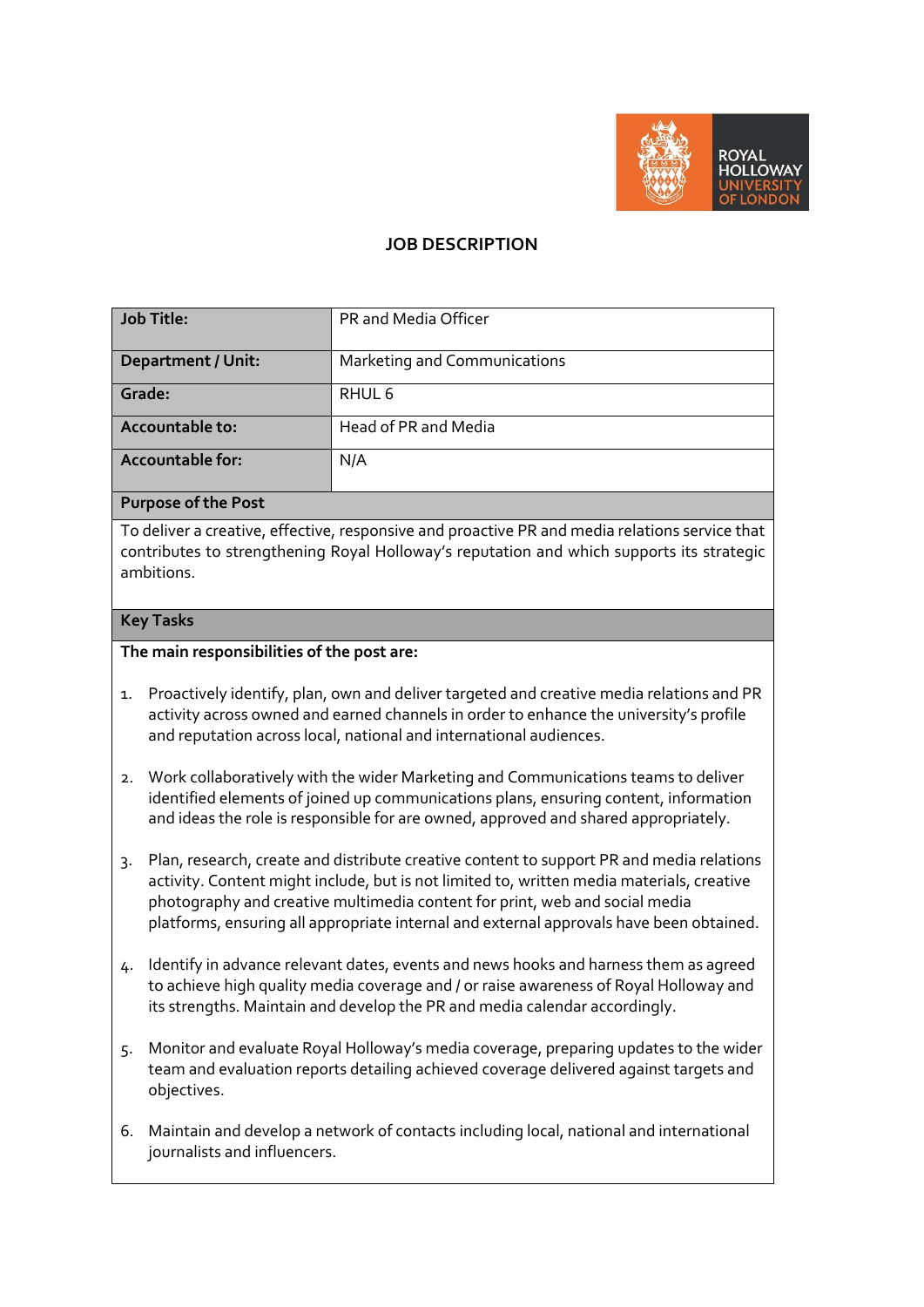# JOB DESCRIPTION

| Job Title: | PR and Media Officer |
|---|---|
| Department / Unit: | Marketing and Communications |
| Grade: | RHUL 6 |
| Accountable to: | Head of PR and Media |
| Accountable for: | N/A |

**Purpose of the Post**

To deliver a creative, effective, responsive and proactive PR and media relations service that contributes to strengthening Royal Holloway's reputation and which supports its strategic ambitions.

**Key Tasks**

**The main responsibilities of the post are:**

1. Proactively identify, plan, own and deliver targeted and creative media relations and PR activity across owned and earned channels in order to enhance the university's profile and reputation across local, national and international audiences.

2. Work collaboratively with the wider Marketing and Communications teams to deliver identified elements of joined up communications plans, ensuring content, information and ideas the role is responsible for are owned, approved and shared appropriately.

3. Plan, research, create and distribute creative content to support PR and media relations activity. Content might include, but is not limited to, written media materials, creative photography and creative multimedia content for print, web and social media platforms, ensuring all appropriate internal and external approvals have been obtained.

4. Identify in advance relevant dates, events and news hooks and harness them as agreed to achieve high quality media coverage and / or raise awareness of Royal Holloway and its strengths. Maintain and develop the PR and media calendar accordingly.

5. Monitor and evaluate Royal Holloway's media coverage, preparing updates to the wider team and evaluation reports detailing achieved coverage delivered against targets and objectives.

6. Maintain and develop a network of contacts including local, national and international journalists and influencers.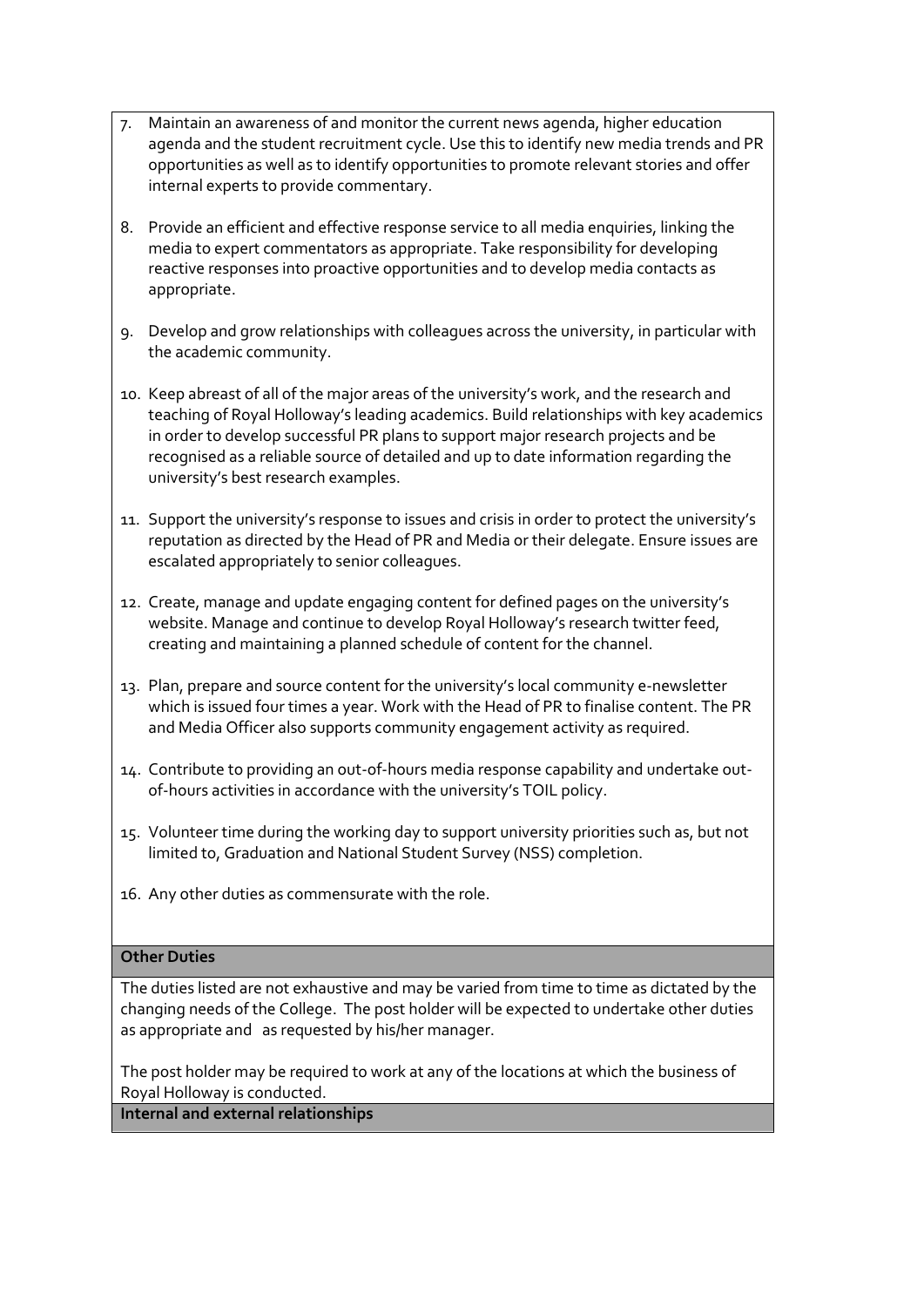7. Maintain an awareness of and monitor the current news agenda, higher education agenda and the student recruitment cycle. Use this to identify new media trends and PR opportunities as well as to identify opportunities to promote relevant stories and offer internal experts to provide commentary.

8. Provide an efficient and effective response service to all media enquiries, linking the media to expert commentators as appropriate. Take responsibility for developing reactive responses into proactive opportunities and to develop media contacts as appropriate.

9. Develop and grow relationships with colleagues across the university, in particular with the academic community.

10. Keep abreast of all of the major areas of the university's work, and the research and teaching of Royal Holloway's leading academics. Build relationships with key academics in order to develop successful PR plans to support major research projects and be recognised as a reliable source of detailed and up to date information regarding the university's best research examples.

11. Support the university's response to issues and crisis in order to protect the university's reputation as directed by the Head of PR and Media or their delegate. Ensure issues are escalated appropriately to senior colleagues.

12. Create, manage and update engaging content for defined pages on the university's website. Manage and continue to develop Royal Holloway's research twitter feed, creating and maintaining a planned schedule of content for the channel.

13. Plan, prepare and source content for the university's local community e-newsletter which is issued four times a year. Work with the Head of PR to finalise content. The PR and Media Officer also supports community engagement activity as required.

14. Contribute to providing an out-of-hours media response capability and undertake out-of-hours activities in accordance with the university's TOIL policy.

15. Volunteer time during the working day to support university priorities such as, but not limited to, Graduation and National Student Survey (NSS) completion.

16. Any other duties as commensurate with the role.

**Other Duties**

The duties listed are not exhaustive and may be varied from time to time as dictated by the changing needs of the College. The post holder will be expected to undertake other duties as appropriate and as requested by his/her manager.

The post holder may be required to work at any of the locations at which the business of Royal Holloway is conducted.

**Internal and external relationships**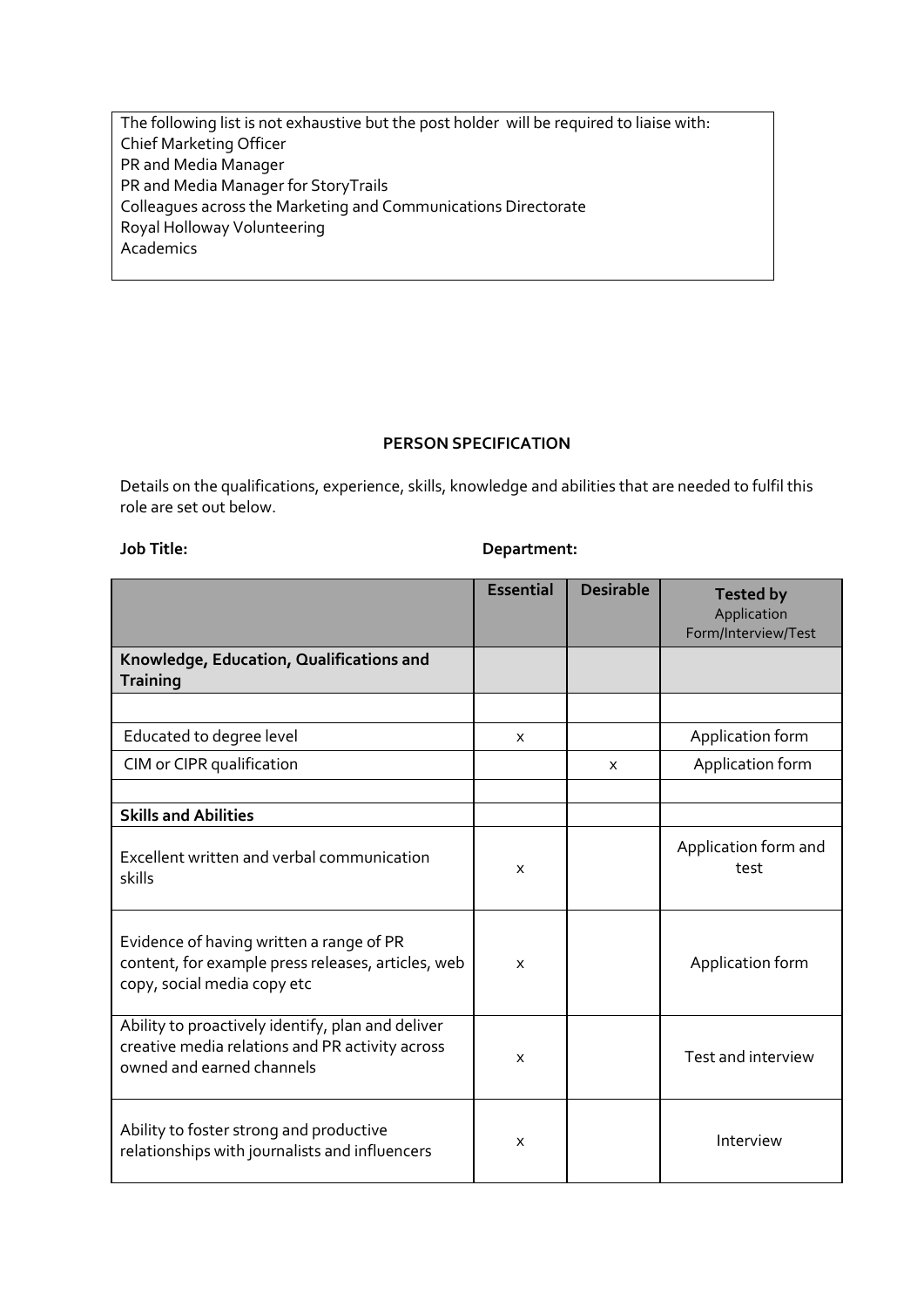The following list is not exhaustive but the post holder will be required to liaise with:
Chief Marketing Officer
PR and Media Manager
PR and Media Manager for StoryTrails
Colleagues across the Marketing and Communications Directorate
Royal Holloway Volunteering
Academics

## PERSON SPECIFICATION

Details on the qualifications, experience, skills, knowledge and abilities that are needed to fulfil this role are set out below.

**Job Title:** **Department:**

| | Essential | Desirable | Tested by Application Form/Interview/Test |
|---|---|---|---|
| **Knowledge, Education, Qualifications and Training** | | | |
| | | | |
| Educated to degree level | x | | Application form |
| CIM or CIPR qualification | | x | Application form |
| | | | |
| **Skills and Abilities** | | | |
| Excellent written and verbal communication skills | x | | Application form and test |
| Evidence of having written a range of PR content, for example press releases, articles, web copy, social media copy etc | x | | Application form |
| Ability to proactively identify, plan and deliver creative media relations and PR activity across owned and earned channels | x | | Test and interview |
| Ability to foster strong and productive relationships with journalists and influencers | x | | Interview |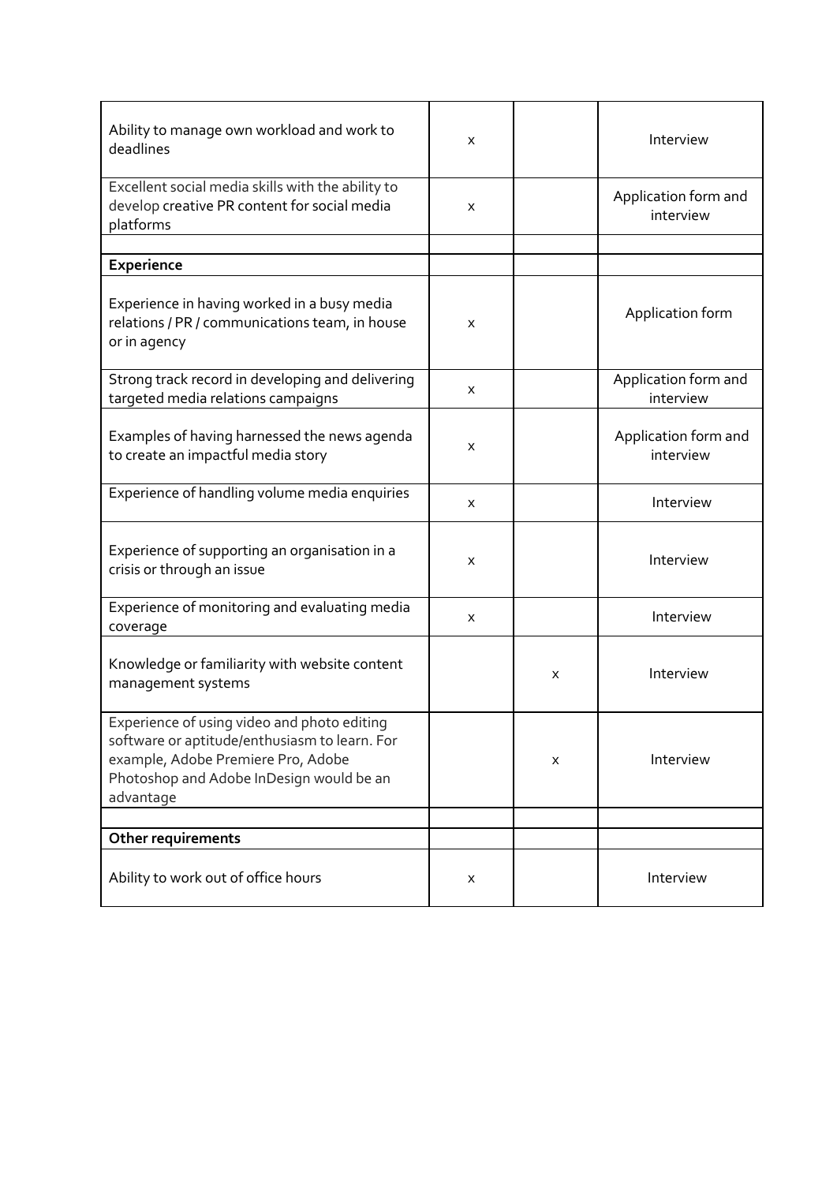| | | | |
|---|---|---|---|
| Ability to manage own workload and work to deadlines | x | | Interview |
| Excellent social media skills with the ability to develop creative PR content for social media platforms | x | | Application form and interview |
| | | | |
| **Experience** | | | |
| Experience in having worked in a busy media relations / PR / communications team, in house or in agency | x | | Application form |
| Strong track record in developing and delivering targeted media relations campaigns | x | | Application form and interview |
| Examples of having harnessed the news agenda to create an impactful media story | x | | Application form and interview |
| Experience of handling volume media enquiries | x | | Interview |
| Experience of supporting an organisation in a crisis or through an issue | x | | Interview |
| Experience of monitoring and evaluating media coverage | x | | Interview |
| Knowledge or familiarity with website content management systems | | x | Interview |
| Experience of using video and photo editing software or aptitude/enthusiasm to learn. For example, Adobe Premiere Pro, Adobe Photoshop and Adobe InDesign would be an advantage | | x | Interview |
| | | | |
| **Other requirements** | | | |
| Ability to work out of office hours | x | | Interview |